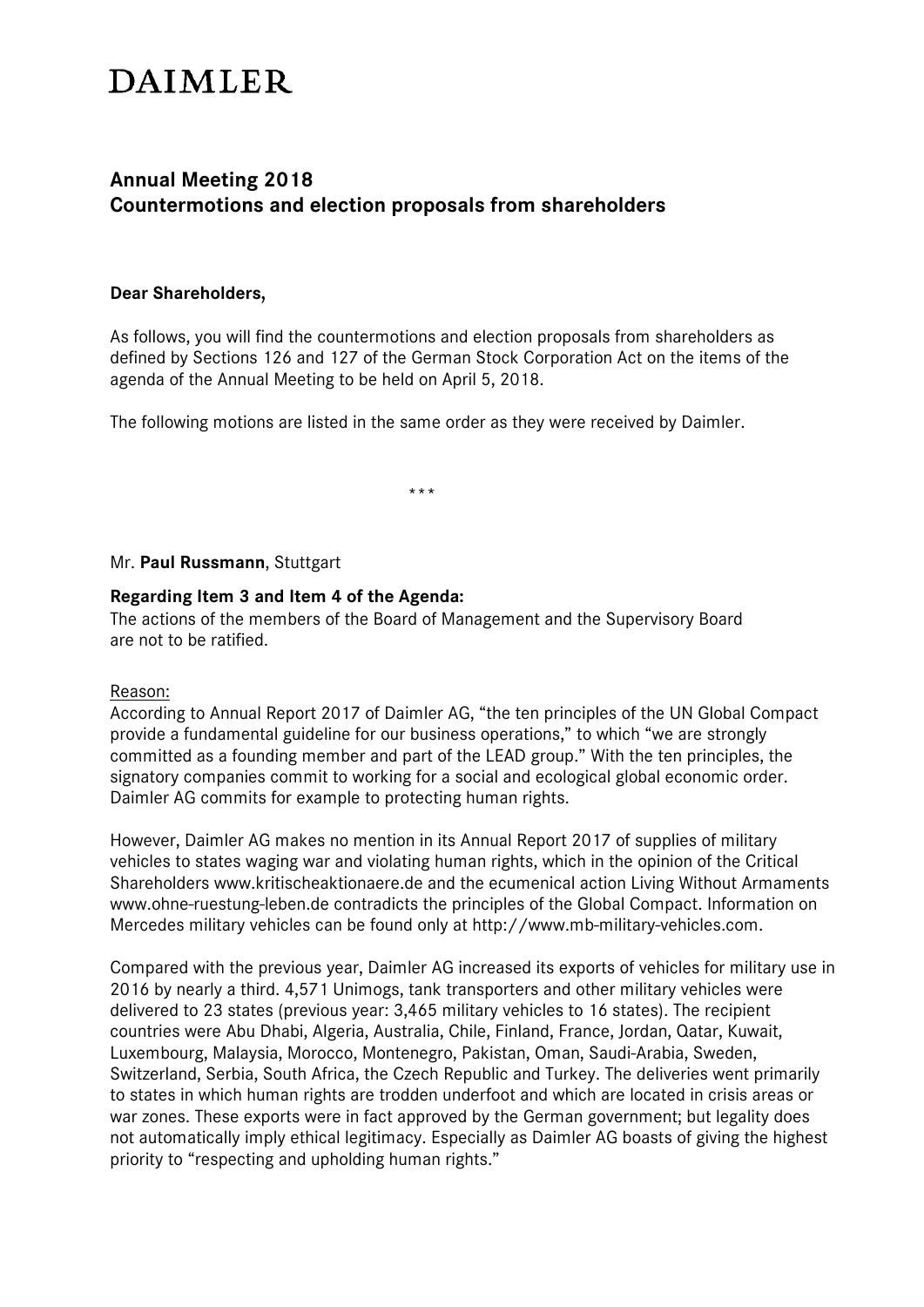# DAIMLER

## Annual Meeting 2018
## Countermotions and election proposals from shareholders

**Dear Shareholders,**

As follows, you will find the countermotions and election proposals from shareholders as defined by Sections 126 and 127 of the German Stock Corporation Act on the items of the agenda of the Annual Meeting to be held on April 5, 2018.

The following motions are listed in the same order as they were received by Daimler.

\*\*\*

Mr. **Paul Russmann**, Stuttgart

**Regarding Item 3 and Item 4 of the Agenda:**
The actions of the members of the Board of Management and the Supervisory Board are not to be ratified.

Reason:
According to Annual Report 2017 of Daimler AG, "the ten principles of the UN Global Compact provide a fundamental guideline for our business operations," to which "we are strongly committed as a founding member and part of the LEAD group." With the ten principles, the signatory companies commit to working for a social and ecological global economic order. Daimler AG commits for example to protecting human rights.

However, Daimler AG makes no mention in its Annual Report 2017 of supplies of military vehicles to states waging war and violating human rights, which in the opinion of the Critical Shareholders www.kritischeaktionaere.de and the ecumenical action Living Without Armaments www.ohne-ruestung-leben.de contradicts the principles of the Global Compact. Information on Mercedes military vehicles can be found only at http://www.mb-military-vehicles.com.

Compared with the previous year, Daimler AG increased its exports of vehicles for military use in 2016 by nearly a third. 4,571 Unimogs, tank transporters and other military vehicles were delivered to 23 states (previous year: 3,465 military vehicles to 16 states). The recipient countries were Abu Dhabi, Algeria, Australia, Chile, Finland, France, Jordan, Qatar, Kuwait, Luxembourg, Malaysia, Morocco, Montenegro, Pakistan, Oman, Saudi-Arabia, Sweden, Switzerland, Serbia, South Africa, the Czech Republic and Turkey. The deliveries went primarily to states in which human rights are trodden underfoot and which are located in crisis areas or war zones. These exports were in fact approved by the German government; but legality does not automatically imply ethical legitimacy. Especially as Daimler AG boasts of giving the highest priority to "respecting and upholding human rights."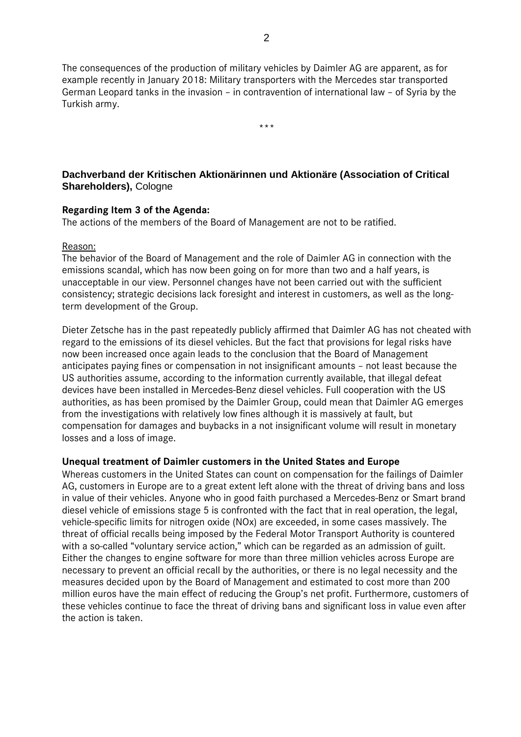The consequences of the production of military vehicles by Daimler AG are apparent, as for example recently in January 2018: Military transporters with the Mercedes star transported German Leopard tanks in the invasion – in contravention of international law – of Syria by the Turkish army.

\*\*\*

## **Dachverband der Kritischen Aktionärinnen und Aktionäre (Association of Critical Shareholders),** Cologne

**Regarding Item 3 of the Agenda:**
The actions of the members of the Board of Management are not to be ratified.

Reason:
The behavior of the Board of Management and the role of Daimler AG in connection with the emissions scandal, which has now been going on for more than two and a half years, is unacceptable in our view. Personnel changes have not been carried out with the sufficient consistency; strategic decisions lack foresight and interest in customers, as well as the long-term development of the Group.

Dieter Zetsche has in the past repeatedly publicly affirmed that Daimler AG has not cheated with regard to the emissions of its diesel vehicles. But the fact that provisions for legal risks have now been increased once again leads to the conclusion that the Board of Management anticipates paying fines or compensation in not insignificant amounts – not least because the US authorities assume, according to the information currently available, that illegal defeat devices have been installed in Mercedes-Benz diesel vehicles. Full cooperation with the US authorities, as has been promised by the Daimler Group, could mean that Daimler AG emerges from the investigations with relatively low fines although it is massively at fault, but compensation for damages and buybacks in a not insignificant volume will result in monetary losses and a loss of image.

**Unequal treatment of Daimler customers in the United States and Europe**
Whereas customers in the United States can count on compensation for the failings of Daimler AG, customers in Europe are to a great extent left alone with the threat of driving bans and loss in value of their vehicles. Anyone who in good faith purchased a Mercedes-Benz or Smart brand diesel vehicle of emissions stage 5 is confronted with the fact that in real operation, the legal, vehicle-specific limits for nitrogen oxide (NOx) are exceeded, in some cases massively. The threat of official recalls being imposed by the Federal Motor Transport Authority is countered with a so-called "voluntary service action," which can be regarded as an admission of guilt. Either the changes to engine software for more than three million vehicles across Europe are necessary to prevent an official recall by the authorities, or there is no legal necessity and the measures decided upon by the Board of Management and estimated to cost more than 200 million euros have the main effect of reducing the Group's net profit. Furthermore, customers of these vehicles continue to face the threat of driving bans and significant loss in value even after the action is taken.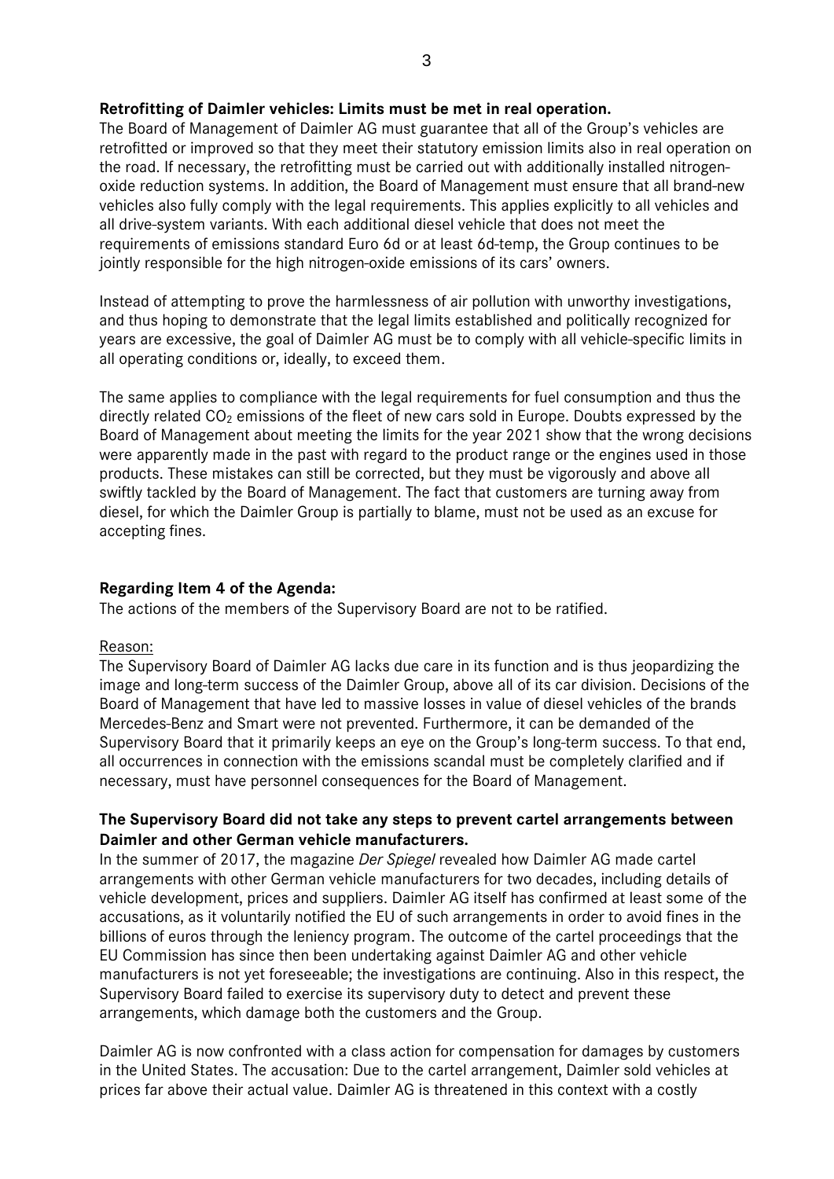**Retrofitting of Daimler vehicles: Limits must be met in real operation.**
The Board of Management of Daimler AG must guarantee that all of the Group's vehicles are retrofitted or improved so that they meet their statutory emission limits also in real operation on the road. If necessary, the retrofitting must be carried out with additionally installed nitrogen-oxide reduction systems. In addition, the Board of Management must ensure that all brand-new vehicles also fully comply with the legal requirements. This applies explicitly to all vehicles and all drive-system variants. With each additional diesel vehicle that does not meet the requirements of emissions standard Euro 6d or at least 6d-temp, the Group continues to be jointly responsible for the high nitrogen-oxide emissions of its cars' owners.

Instead of attempting to prove the harmlessness of air pollution with unworthy investigations, and thus hoping to demonstrate that the legal limits established and politically recognized for years are excessive, the goal of Daimler AG must be to comply with all vehicle-specific limits in all operating conditions or, ideally, to exceed them.

The same applies to compliance with the legal requirements for fuel consumption and thus the directly related $CO_2$ emissions of the fleet of new cars sold in Europe. Doubts expressed by the Board of Management about meeting the limits for the year 2021 show that the wrong decisions were apparently made in the past with regard to the product range or the engines used in those products. These mistakes can still be corrected, but they must be vigorously and above all swiftly tackled by the Board of Management. The fact that customers are turning away from diesel, for which the Daimler Group is partially to blame, must not be used as an excuse for accepting fines.

**Regarding Item 4 of the Agenda:**
The actions of the members of the Supervisory Board are not to be ratified.

Reason:
The Supervisory Board of Daimler AG lacks due care in its function and is thus jeopardizing the image and long-term success of the Daimler Group, above all of its car division. Decisions of the Board of Management that have led to massive losses in value of diesel vehicles of the brands Mercedes-Benz and Smart were not prevented. Furthermore, it can be demanded of the Supervisory Board that it primarily keeps an eye on the Group's long-term success. To that end, all occurrences in connection with the emissions scandal must be completely clarified and if necessary, must have personnel consequences for the Board of Management.

**The Supervisory Board did not take any steps to prevent cartel arrangements between Daimler and other German vehicle manufacturers.**
In the summer of 2017, the magazine *Der Spiegel* revealed how Daimler AG made cartel arrangements with other German vehicle manufacturers for two decades, including details of vehicle development, prices and suppliers. Daimler AG itself has confirmed at least some of the accusations, as it voluntarily notified the EU of such arrangements in order to avoid fines in the billions of euros through the leniency program. The outcome of the cartel proceedings that the EU Commission has since then been undertaking against Daimler AG and other vehicle manufacturers is not yet foreseeable; the investigations are continuing. Also in this respect, the Supervisory Board failed to exercise its supervisory duty to detect and prevent these arrangements, which damage both the customers and the Group.

Daimler AG is now confronted with a class action for compensation for damages by customers in the United States. The accusation: Due to the cartel arrangement, Daimler sold vehicles at prices far above their actual value. Daimler AG is threatened in this context with a costly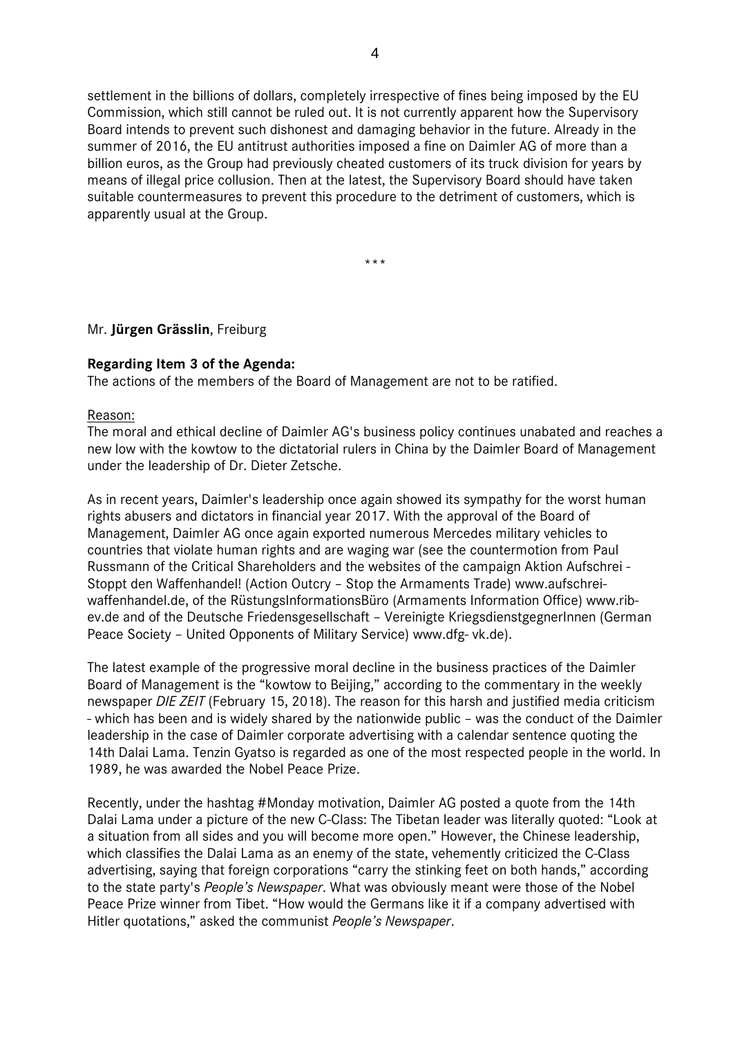settlement in the billions of dollars, completely irrespective of fines being imposed by the EU Commission, which still cannot be ruled out. It is not currently apparent how the Supervisory Board intends to prevent such dishonest and damaging behavior in the future. Already in the summer of 2016, the EU antitrust authorities imposed a fine on Daimler AG of more than a billion euros, as the Group had previously cheated customers of its truck division for years by means of illegal price collusion. Then at the latest, the Supervisory Board should have taken suitable countermeasures to prevent this procedure to the detriment of customers, which is apparently usual at the Group.

\*\*\*

Mr. **Jürgen Grässlin**, Freiburg

**Regarding Item 3 of the Agenda:**
The actions of the members of the Board of Management are not to be ratified.

Reason:

The moral and ethical decline of Daimler AG's business policy continues unabated and reaches a new low with the kowtow to the dictatorial rulers in China by the Daimler Board of Management under the leadership of Dr. Dieter Zetsche.

As in recent years, Daimler's leadership once again showed its sympathy for the worst human rights abusers and dictators in financial year 2017. With the approval of the Board of Management, Daimler AG once again exported numerous Mercedes military vehicles to countries that violate human rights and are waging war (see the countermotion from Paul Russmann of the Critical Shareholders and the websites of the campaign Aktion Aufschrei - Stoppt den Waffenhandel! (Action Outcry – Stop the Armaments Trade) www.aufschrei-waffenhandel.de, of the RüstungsInformationsBüro (Armaments Information Office) www.rib-ev.de and of the Deutsche Friedensgesellschaft – Vereinigte KriegsdienstgegnerInnen (German Peace Society – United Opponents of Military Service) www.dfg- vk.de).

The latest example of the progressive moral decline in the business practices of the Daimler Board of Management is the "kowtow to Beijing," according to the commentary in the weekly newspaper *DIE ZEIT* (February 15, 2018). The reason for this harsh and justified media criticism - which has been and is widely shared by the nationwide public – was the conduct of the Daimler leadership in the case of Daimler corporate advertising with a calendar sentence quoting the 14th Dalai Lama. Tenzin Gyatso is regarded as one of the most respected people in the world. In 1989, he was awarded the Nobel Peace Prize.

Recently, under the hashtag #Monday motivation, Daimler AG posted a quote from the 14th Dalai Lama under a picture of the new C-Class: The Tibetan leader was literally quoted: "Look at a situation from all sides and you will become more open." However, the Chinese leadership, which classifies the Dalai Lama as an enemy of the state, vehemently criticized the C-Class advertising, saying that foreign corporations "carry the stinking feet on both hands," according to the state party's *People's Newspaper*. What was obviously meant were those of the Nobel Peace Prize winner from Tibet. "How would the Germans like it if a company advertised with Hitler quotations," asked the communist *People's Newspaper*.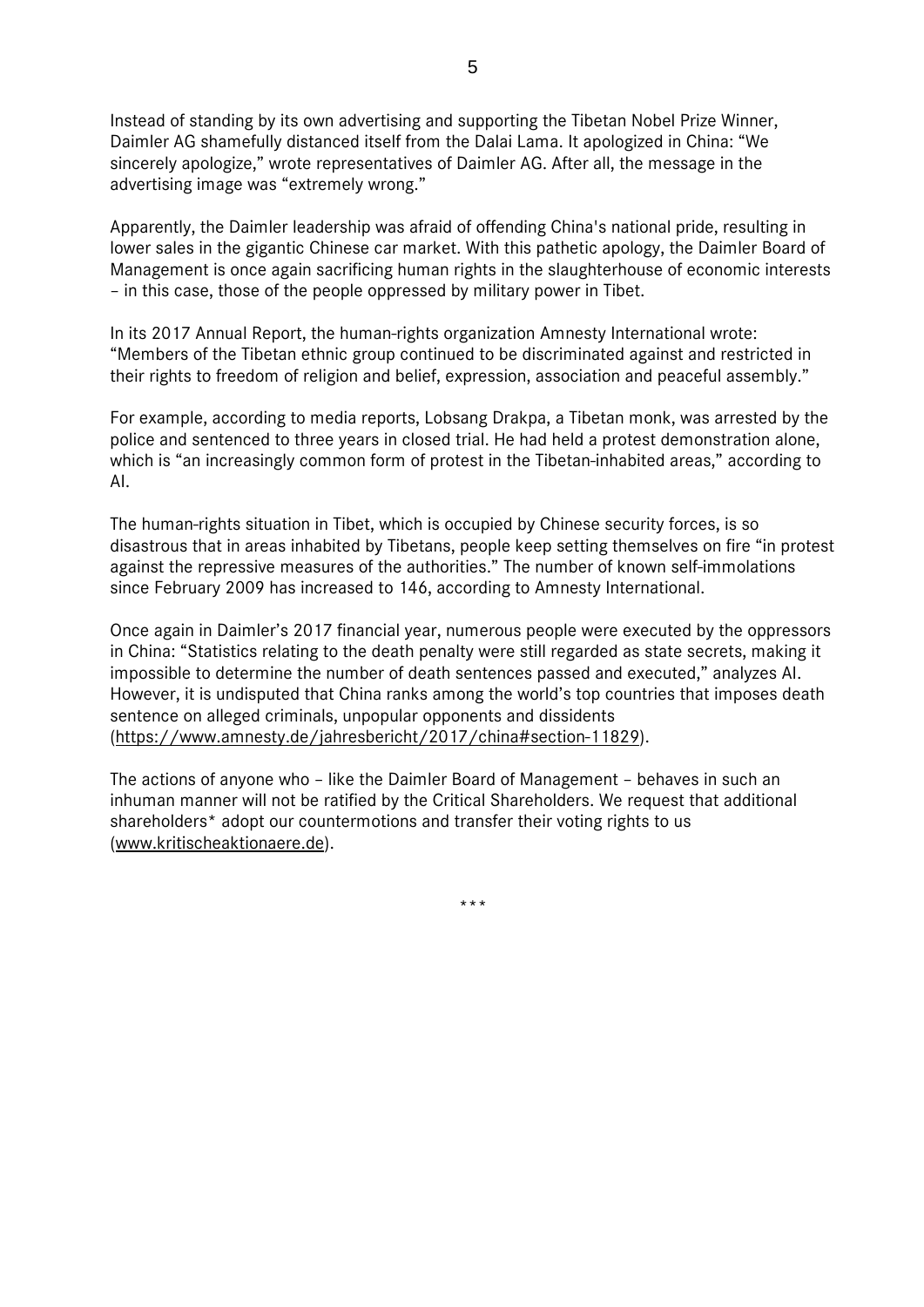Instead of standing by its own advertising and supporting the Tibetan Nobel Prize Winner, Daimler AG shamefully distanced itself from the Dalai Lama. It apologized in China: "We sincerely apologize," wrote representatives of Daimler AG. After all, the message in the advertising image was "extremely wrong."

Apparently, the Daimler leadership was afraid of offending China's national pride, resulting in lower sales in the gigantic Chinese car market. With this pathetic apology, the Daimler Board of Management is once again sacrificing human rights in the slaughterhouse of economic interests – in this case, those of the people oppressed by military power in Tibet.

In its 2017 Annual Report, the human-rights organization Amnesty International wrote: "Members of the Tibetan ethnic group continued to be discriminated against and restricted in their rights to freedom of religion and belief, expression, association and peaceful assembly."

For example, according to media reports, Lobsang Drakpa, a Tibetan monk, was arrested by the police and sentenced to three years in closed trial. He had held a protest demonstration alone, which is "an increasingly common form of protest in the Tibetan-inhabited areas," according to AI.

The human-rights situation in Tibet, which is occupied by Chinese security forces, is so disastrous that in areas inhabited by Tibetans, people keep setting themselves on fire "in protest against the repressive measures of the authorities." The number of known self-immolations since February 2009 has increased to 146, according to Amnesty International.

Once again in Daimler's 2017 financial year, numerous people were executed by the oppressors in China: "Statistics relating to the death penalty were still regarded as state secrets, making it impossible to determine the number of death sentences passed and executed," analyzes AI. However, it is undisputed that China ranks among the world's top countries that imposes death sentence on alleged criminals, unpopular opponents and dissidents (https://www.amnesty.de/jahresbericht/2017/china#section-11829).

The actions of anyone who – like the Daimler Board of Management – behaves in such an inhuman manner will not be ratified by the Critical Shareholders. We request that additional shareholders* adopt our countermotions and transfer their voting rights to us (www.kritischeaktionaere.de).

\* \* \*